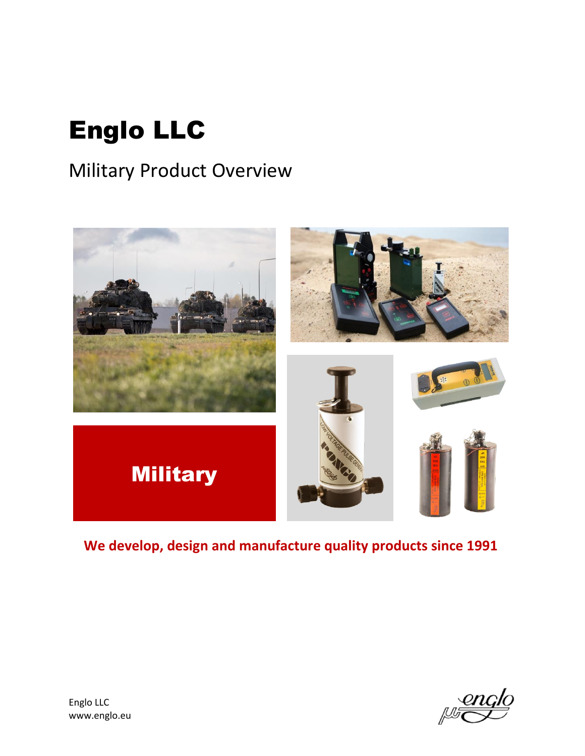# Englo LLC

## Military Product Overview

**Military**

**We develop, design and manufacture quality products since 1991**

Englo LLC
www.englo.eu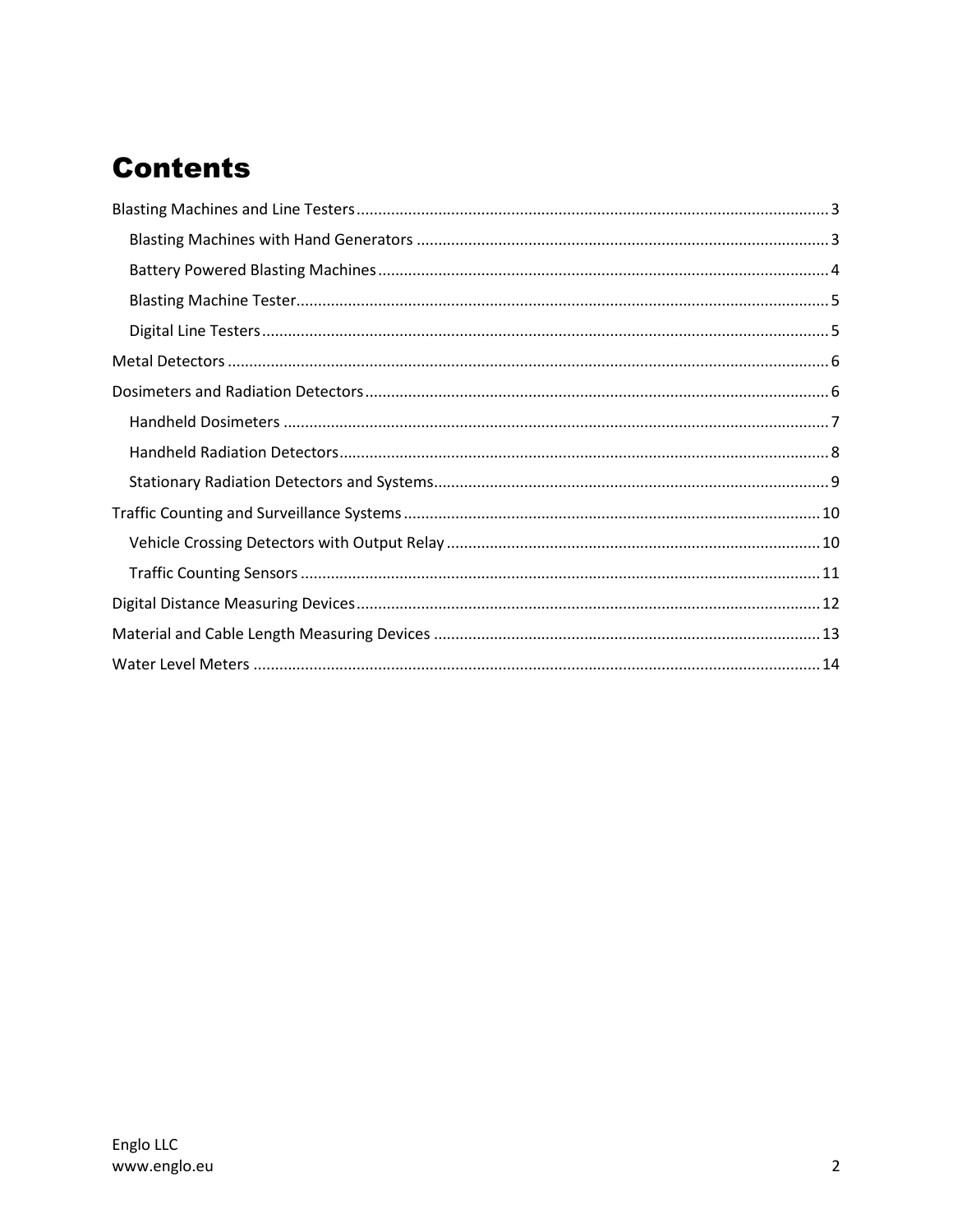# Contents

- Blasting Machines and Line Testers ... 3
  - Blasting Machines with Hand Generators ... 3
  - Battery Powered Blasting Machines ... 4
  - Blasting Machine Tester ... 5
  - Digital Line Testers ... 5
- Metal Detectors ... 6
- Dosimeters and Radiation Detectors ... 6
  - Handheld Dosimeters ... 7
  - Handheld Radiation Detectors ... 8
  - Stationary Radiation Detectors and Systems ... 9
- Traffic Counting and Surveillance Systems ... 10
  - Vehicle Crossing Detectors with Output Relay ... 10
  - Traffic Counting Sensors ... 11
- Digital Distance Measuring Devices ... 12
- Material and Cable Length Measuring Devices ... 13
- Water Level Meters ... 14

Englo LLC
www.englo.eu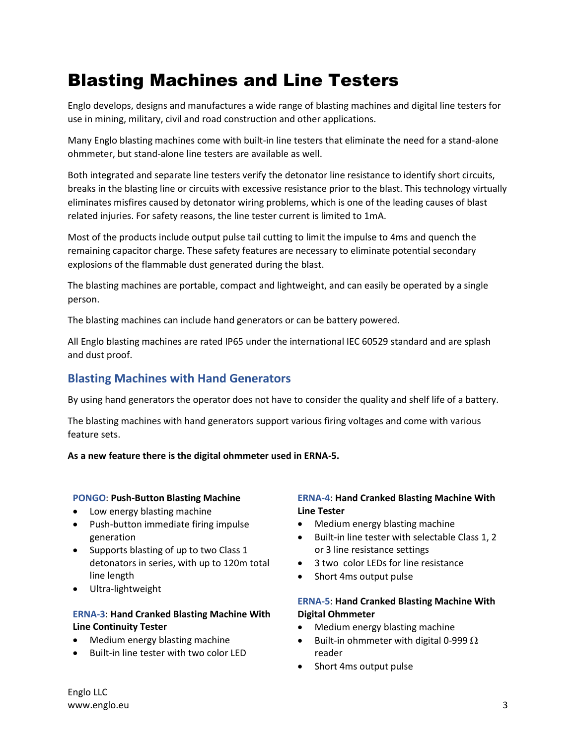# Blasting Machines and Line Testers

Englo develops, designs and manufactures a wide range of blasting machines and digital line testers for use in mining, military, civil and road construction and other applications.

Many Englo blasting machines come with built-in line testers that eliminate the need for a stand-alone ohmmeter, but stand-alone line testers are available as well.

Both integrated and separate line testers verify the detonator line resistance to identify short circuits, breaks in the blasting line or circuits with excessive resistance prior to the blast. This technology virtually eliminates misfires caused by detonator wiring problems, which is one of the leading causes of blast related injuries. For safety reasons, the line tester current is limited to 1mA.

Most of the products include output pulse tail cutting to limit the impulse to 4ms and quench the remaining capacitor charge. These safety features are necessary to eliminate potential secondary explosions of the flammable dust generated during the blast.

The blasting machines are portable, compact and lightweight, and can easily be operated by a single person.

The blasting machines can include hand generators or can be battery powered.

All Englo blasting machines are rated IP65 under the international IEC 60529 standard and are splash and dust proof.

## Blasting Machines with Hand Generators

By using hand generators the operator does not have to consider the quality and shelf life of a battery.

The blasting machines with hand generators support various firing voltages and come with various feature sets.

**As a new feature there is the digital ohmmeter used in ERNA-5.**

**PONGO: Push-Button Blasting Machine**

- Low energy blasting machine
- Push-button immediate firing impulse generation
- Supports blasting of up to two Class 1 detonators in series, with up to 120m total line length
- Ultra-lightweight

**ERNA-3: Hand Cranked Blasting Machine With Line Continuity Tester**

- Medium energy blasting machine
- Built-in line tester with two color LED

**ERNA-4: Hand Cranked Blasting Machine With Line Tester**

- Medium energy blasting machine
- Built-in line tester with selectable Class 1, 2 or 3 line resistance settings
- 3 two color LEDs for line resistance
- Short 4ms output pulse

**ERNA-5: Hand Cranked Blasting Machine With Digital Ohmmeter**

- Medium energy blasting machine
- Built-in ohmmeter with digital 0-999 Ω reader
- Short 4ms output pulse

Englo LLC
www.englo.eu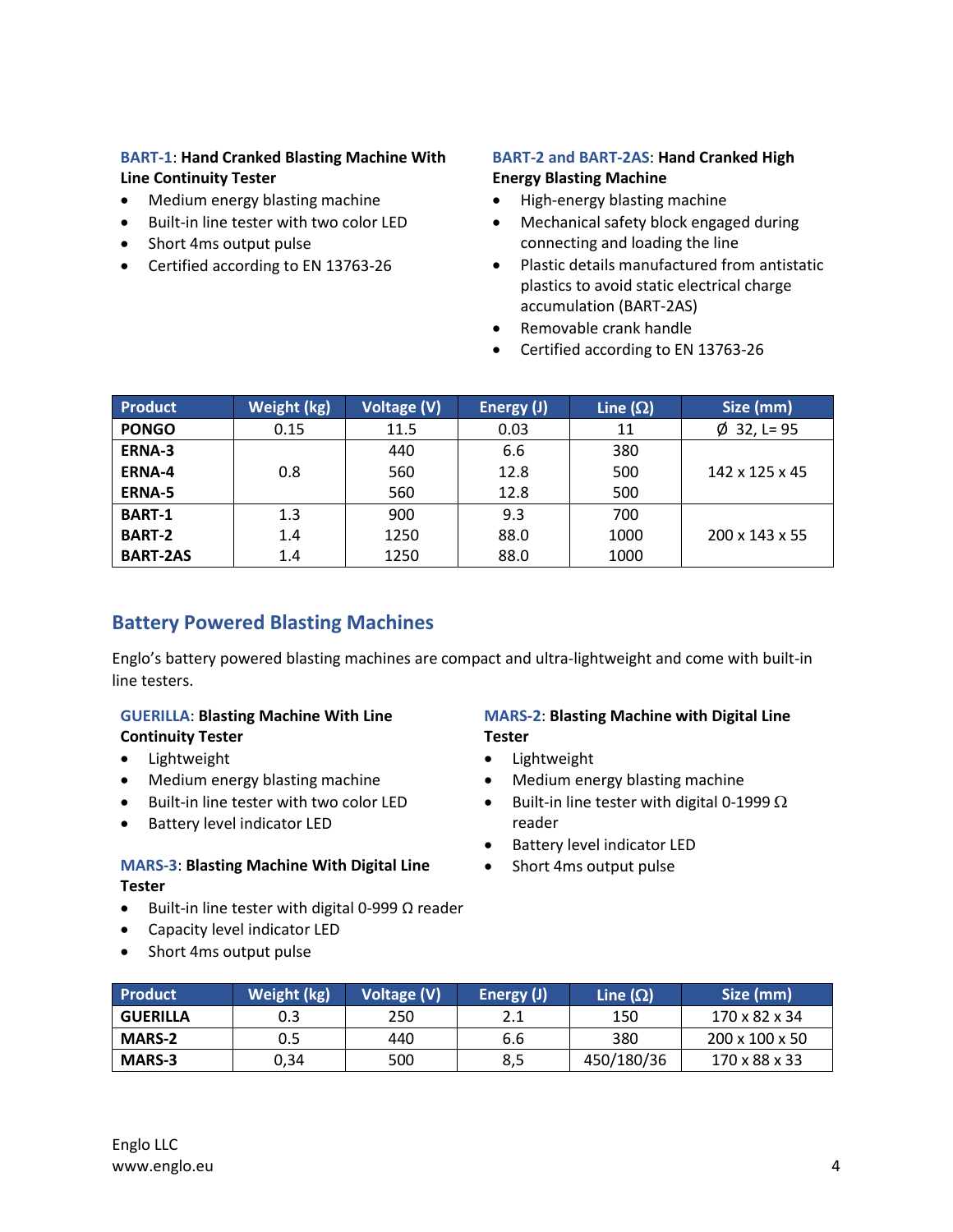**BART-1**: **Hand Cranked Blasting Machine With Line Continuity Tester**

- Medium energy blasting machine
- Built-in line tester with two color LED
- Short 4ms output pulse
- Certified according to EN 13763-26

**BART-2 and BART-2AS**: **Hand Cranked High Energy Blasting Machine**

- High-energy blasting machine
- Mechanical safety block engaged during connecting and loading the line
- Plastic details manufactured from antistatic plastics to avoid static electrical charge accumulation (BART-2AS)
- Removable crank handle
- Certified according to EN 13763-26

| Product | Weight (kg) | Voltage (V) | Energy (J) | Line (Ω) | Size (mm) |
|---|---|---|---|---|---|
| **PONGO** | 0.15 | 11.5 | 0.03 | 11 | Ø 32, L= 95 |
| **ERNA-3** | 0.8 | 440 | 6.6 | 380 | 142 x 125 x 45 |
| **ERNA-4** | | 560 | 12.8 | 500 | |
| **ERNA-5** | | 560 | 12.8 | 500 | |
| **BART-1** | 1.3 | 900 | 9.3 | 700 | 200 x 143 x 55 |
| **BART-2** | 1.4 | 1250 | 88.0 | 1000 | |
| **BART-2AS** | 1.4 | 1250 | 88.0 | 1000 | |

## Battery Powered Blasting Machines

Englo's battery powered blasting machines are compact and ultra-lightweight and come with built-in line testers.

**GUERILLA**: **Blasting Machine With Line Continuity Tester**

- Lightweight
- Medium energy blasting machine
- Built-in line tester with two color LED
- Battery level indicator LED

**MARS-3**: **Blasting Machine With Digital Line Tester**

- Built-in line tester with digital 0-999 Ω reader
- Capacity level indicator LED
- Short 4ms output pulse

**MARS-2**: **Blasting Machine with Digital Line Tester**

- Lightweight
- Medium energy blasting machine
- Built-in line tester with digital 0-1999 Ω reader
- Battery level indicator LED
- Short 4ms output pulse

| Product | Weight (kg) | Voltage (V) | Energy (J) | Line (Ω) | Size (mm) |
|---|---|---|---|---|---|
| **GUERILLA** | 0.3 | 250 | 2.1 | 150 | 170 x 82 x 34 |
| **MARS-2** | 0.5 | 440 | 6.6 | 380 | 200 x 100 x 50 |
| **MARS-3** | 0,34 | 500 | 8,5 | 450/180/36 | 170 x 88 x 33 |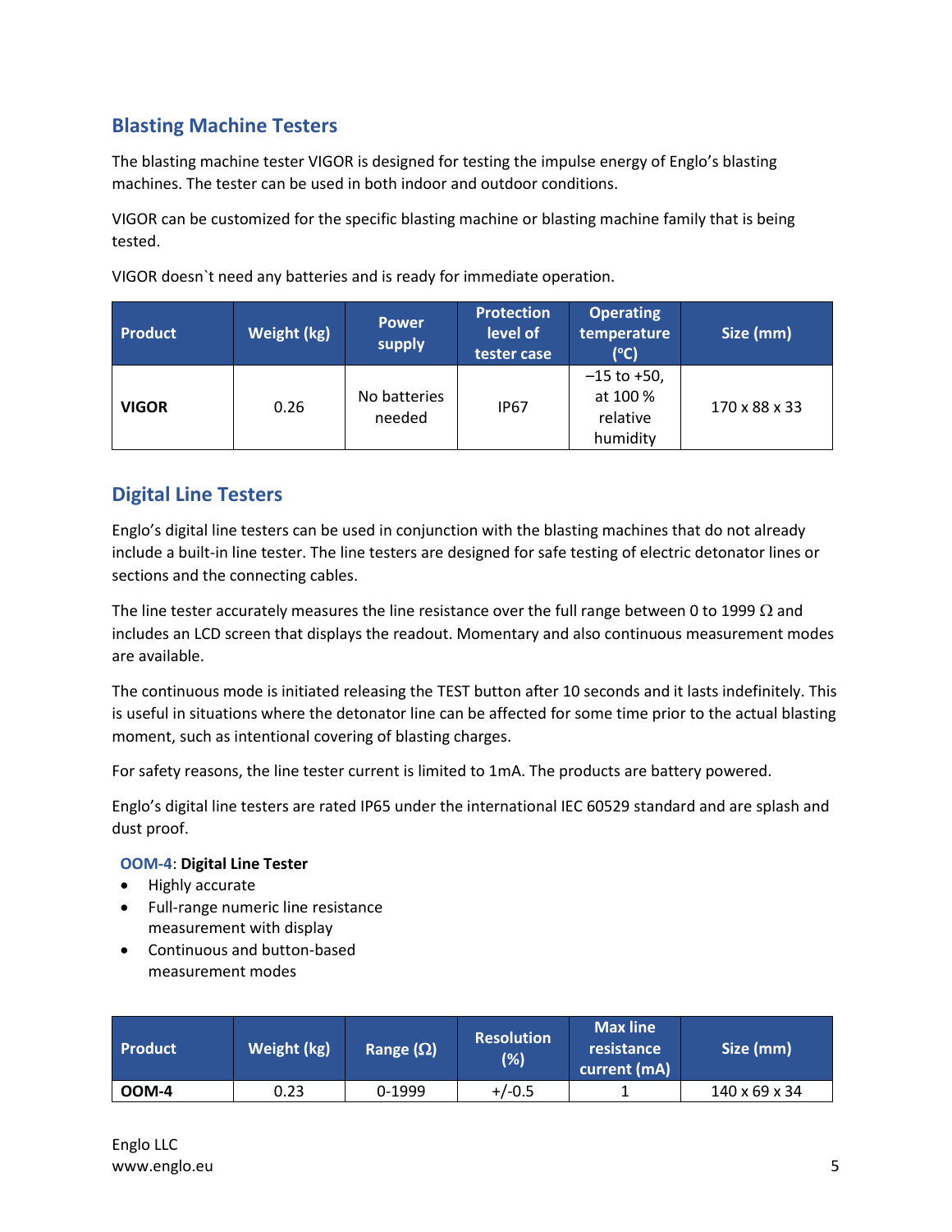## Blasting Machine Testers

The blasting machine tester VIGOR is designed for testing the impulse energy of Englo's blasting machines. The tester can be used in both indoor and outdoor conditions.

VIGOR can be customized for the specific blasting machine or blasting machine family that is being tested.

VIGOR doesn`t need any batteries and is ready for immediate operation.

| Product | Weight (kg) | Power supply | Protection level of tester case | Operating temperature (°C) | Size (mm) |
|---|---|---|---|---|---|
| **VIGOR** | 0.26 | No batteries needed | IP67 | −15 to +50, at 100 % relative humidity | 170 x 88 x 33 |

## Digital Line Testers

Englo's digital line testers can be used in conjunction with the blasting machines that do not already include a built-in line tester. The line testers are designed for safe testing of electric detonator lines or sections and the connecting cables.

The line tester accurately measures the line resistance over the full range between 0 to 1999 Ω and includes an LCD screen that displays the readout. Momentary and also continuous measurement modes are available.

The continuous mode is initiated releasing the TEST button after 10 seconds and it lasts indefinitely. This is useful in situations where the detonator line can be affected for some time prior to the actual blasting moment, such as intentional covering of blasting charges.

For safety reasons, the line tester current is limited to 1mA. The products are battery powered.

Englo's digital line testers are rated IP65 under the international IEC 60529 standard and are splash and dust proof.

**OOM-4**: **Digital Line Tester**

- Highly accurate
- Full-range numeric line resistance measurement with display
- Continuous and button-based measurement modes

| Product | Weight (kg) | Range (Ω) | Resolution (%) | Max line resistance current (mA) | Size (mm) |
|---|---|---|---|---|---|
| **OOM-4** | 0.23 | 0-1999 | +/-0.5 | 1 | 140 x 69 x 34 |

Englo LLC
www.englo.eu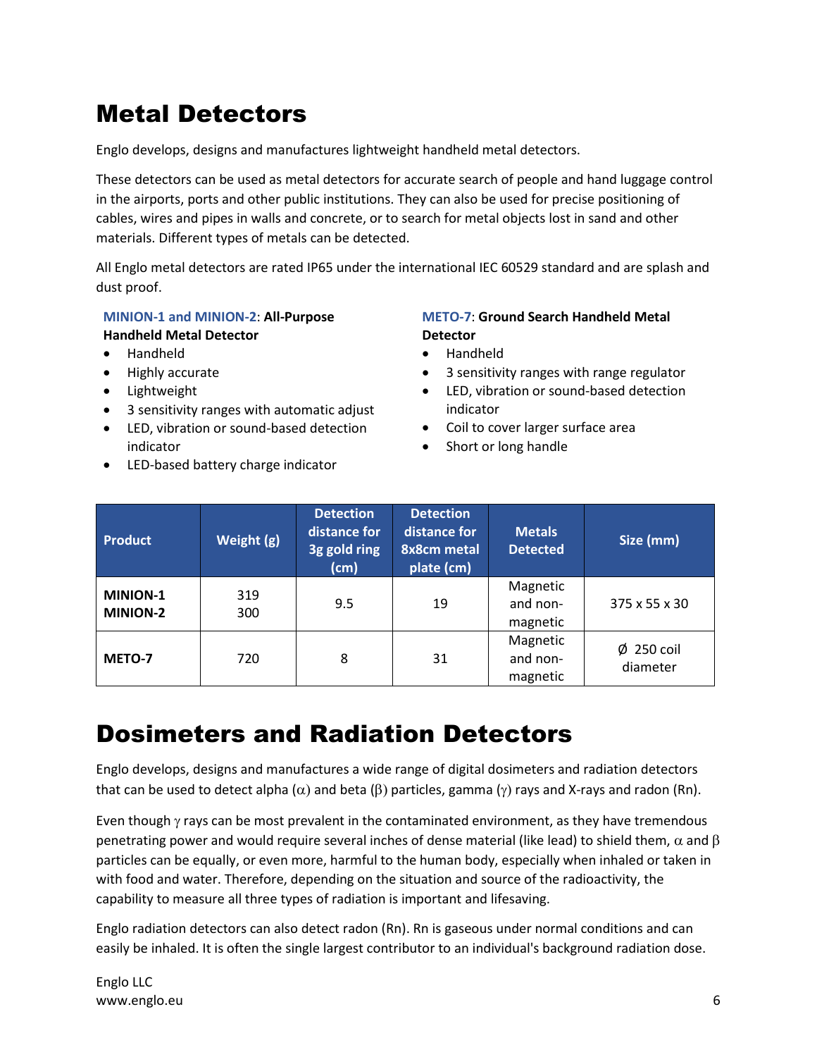# Metal Detectors

Englo develops, designs and manufactures lightweight handheld metal detectors.

These detectors can be used as metal detectors for accurate search of people and hand luggage control in the airports, ports and other public institutions. They can also be used for precise positioning of cables, wires and pipes in walls and concrete, or to search for metal objects lost in sand and other materials. Different types of metals can be detected.

All Englo metal detectors are rated IP65 under the international IEC 60529 standard and are splash and dust proof.

**MINION-1 and MINION-2: All-Purpose Handheld Metal Detector**

- Handheld
- Highly accurate
- Lightweight
- 3 sensitivity ranges with automatic adjust
- LED, vibration or sound-based detection indicator
- LED-based battery charge indicator

**METO-7: Ground Search Handheld Metal Detector**

- Handheld
- 3 sensitivity ranges with range regulator
- LED, vibration or sound-based detection indicator
- Coil to cover larger surface area
- Short or long handle

| Product | Weight (g) | Detection distance for 3g gold ring (cm) | Detection distance for 8x8cm metal plate (cm) | Metals Detected | Size (mm) |
|---|---|---|---|---|---|
| **MINION-1**<br>**MINION-2** | 319<br>300 | 9.5 | 19 | Magnetic and non-magnetic | 375 x 55 x 30 |
| **METO-7** | 720 | 8 | 31 | Magnetic and non-magnetic | Ø 250 coil diameter |

# Dosimeters and Radiation Detectors

Englo develops, designs and manufactures a wide range of digital dosimeters and radiation detectors that can be used to detect alpha ($\alpha$) and beta ($\beta$) particles, gamma ($\gamma$) rays and X-rays and radon (Rn).

Even though $\gamma$ rays can be most prevalent in the contaminated environment, as they have tremendous penetrating power and would require several inches of dense material (like lead) to shield them, $\alpha$ and $\beta$ particles can be equally, or even more, harmful to the human body, especially when inhaled or taken in with food and water. Therefore, depending on the situation and source of the radioactivity, the capability to measure all three types of radiation is important and lifesaving.

Englo radiation detectors can also detect radon (Rn). Rn is gaseous under normal conditions and can easily be inhaled. It is often the single largest contributor to an individual's background radiation dose.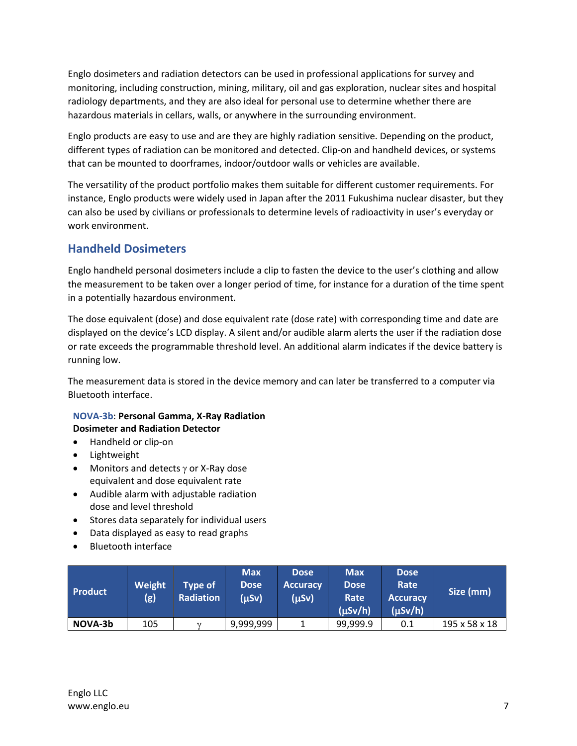Englo dosimeters and radiation detectors can be used in professional applications for survey and monitoring, including construction, mining, military, oil and gas exploration, nuclear sites and hospital radiology departments, and they are also ideal for personal use to determine whether there are hazardous materials in cellars, walls, or anywhere in the surrounding environment.

Englo products are easy to use and are they are highly radiation sensitive. Depending on the product, different types of radiation can be monitored and detected. Clip-on and handheld devices, or systems that can be mounted to doorframes, indoor/outdoor walls or vehicles are available.

The versatility of the product portfolio makes them suitable for different customer requirements. For instance, Englo products were widely used in Japan after the 2011 Fukushima nuclear disaster, but they can also be used by civilians or professionals to determine levels of radioactivity in user's everyday or work environment.

## Handheld Dosimeters

Englo handheld personal dosimeters include a clip to fasten the device to the user's clothing and allow the measurement to be taken over a longer period of time, for instance for a duration of the time spent in a potentially hazardous environment.

The dose equivalent (dose) and dose equivalent rate (dose rate) with corresponding time and date are displayed on the device's LCD display. A silent and/or audible alarm alerts the user if the radiation dose or rate exceeds the programmable threshold level. An additional alarm indicates if the device battery is running low.

The measurement data is stored in the device memory and can later be transferred to a computer via Bluetooth interface.

**NOVA-3b: Personal Gamma, X-Ray Radiation Dosimeter and Radiation Detector**

- Handheld or clip-on
- Lightweight
- Monitors and detects $\gamma$ or X-Ray dose equivalent and dose equivalent rate
- Audible alarm with adjustable radiation dose and level threshold
- Stores data separately for individual users
- Data displayed as easy to read graphs
- Bluetooth interface

| Product | Weight (g) | Type of Radiation | Max Dose (µSv) | Dose Accuracy (µSv) | Max Dose Rate (µSv/h) | Dose Rate Accuracy (µSv/h) | Size (mm) |
|---|---|---|---|---|---|---|---|
| **NOVA-3b** | 105 | $\gamma$ | 9,999,999 | 1 | 99,999.9 | 0.1 | 195 x 58 x 18 |

Englo LLC
www.englo.eu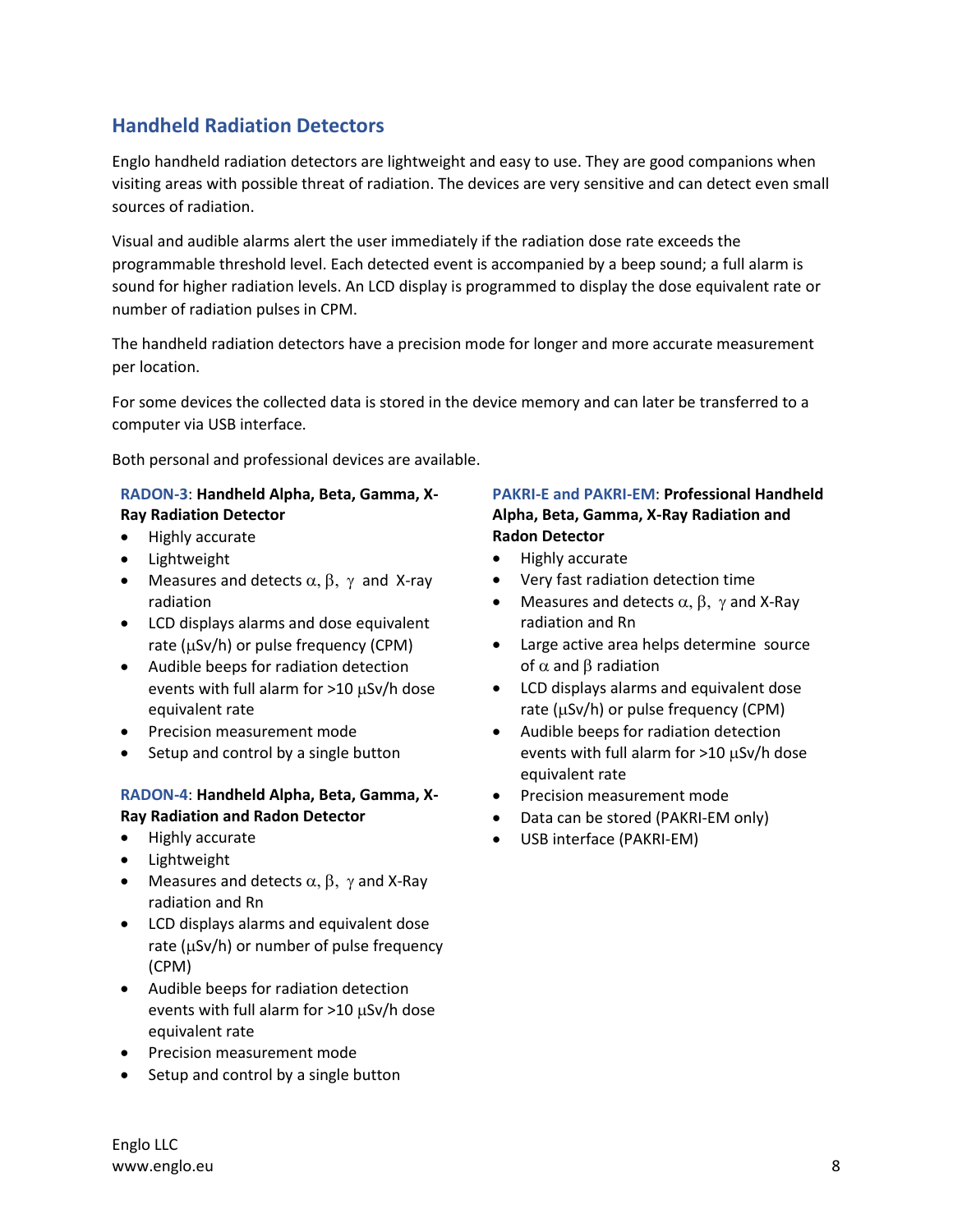## Handheld Radiation Detectors

Englo handheld radiation detectors are lightweight and easy to use. They are good companions when visiting areas with possible threat of radiation. The devices are very sensitive and can detect even small sources of radiation.

Visual and audible alarms alert the user immediately if the radiation dose rate exceeds the programmable threshold level. Each detected event is accompanied by a beep sound; a full alarm is sound for higher radiation levels. An LCD display is programmed to display the dose equivalent rate or number of radiation pulses in CPM.

The handheld radiation detectors have a precision mode for longer and more accurate measurement per location.

For some devices the collected data is stored in the device memory and can later be transferred to a computer via USB interface.

Both personal and professional devices are available.

**RADON-3**: **Handheld Alpha, Beta, Gamma, X-Ray Radiation Detector**

- Highly accurate
- Lightweight
- Measures and detects $\alpha$, $\beta$, $\gamma$ and X-ray radiation
- LCD displays alarms and dose equivalent rate ($\mu$Sv/h) or pulse frequency (CPM)
- Audible beeps for radiation detection events with full alarm for >10 $\mu$Sv/h dose equivalent rate
- Precision measurement mode
- Setup and control by a single button

**RADON-4**: **Handheld Alpha, Beta, Gamma, X-Ray Radiation and Radon Detector**

- Highly accurate
- Lightweight
- Measures and detects $\alpha$, $\beta$, $\gamma$ and X-Ray radiation and Rn
- LCD displays alarms and equivalent dose rate ($\mu$Sv/h) or number of pulse frequency (CPM)
- Audible beeps for radiation detection events with full alarm for >10 $\mu$Sv/h dose equivalent rate
- Precision measurement mode
- Setup and control by a single button

**PAKRI-E and PAKRI-EM**: **Professional Handheld Alpha, Beta, Gamma, X-Ray Radiation and Radon Detector**

- Highly accurate
- Very fast radiation detection time
- Measures and detects $\alpha$, $\beta$, $\gamma$ and X-Ray radiation and Rn
- Large active area helps determine source of $\alpha$ and $\beta$ radiation
- LCD displays alarms and equivalent dose rate ($\mu$Sv/h) or pulse frequency (CPM)
- Audible beeps for radiation detection events with full alarm for >10 $\mu$Sv/h dose equivalent rate
- Precision measurement mode
- Data can be stored (PAKRI-EM only)
- USB interface (PAKRI-EM)

Englo LLC
www.englo.eu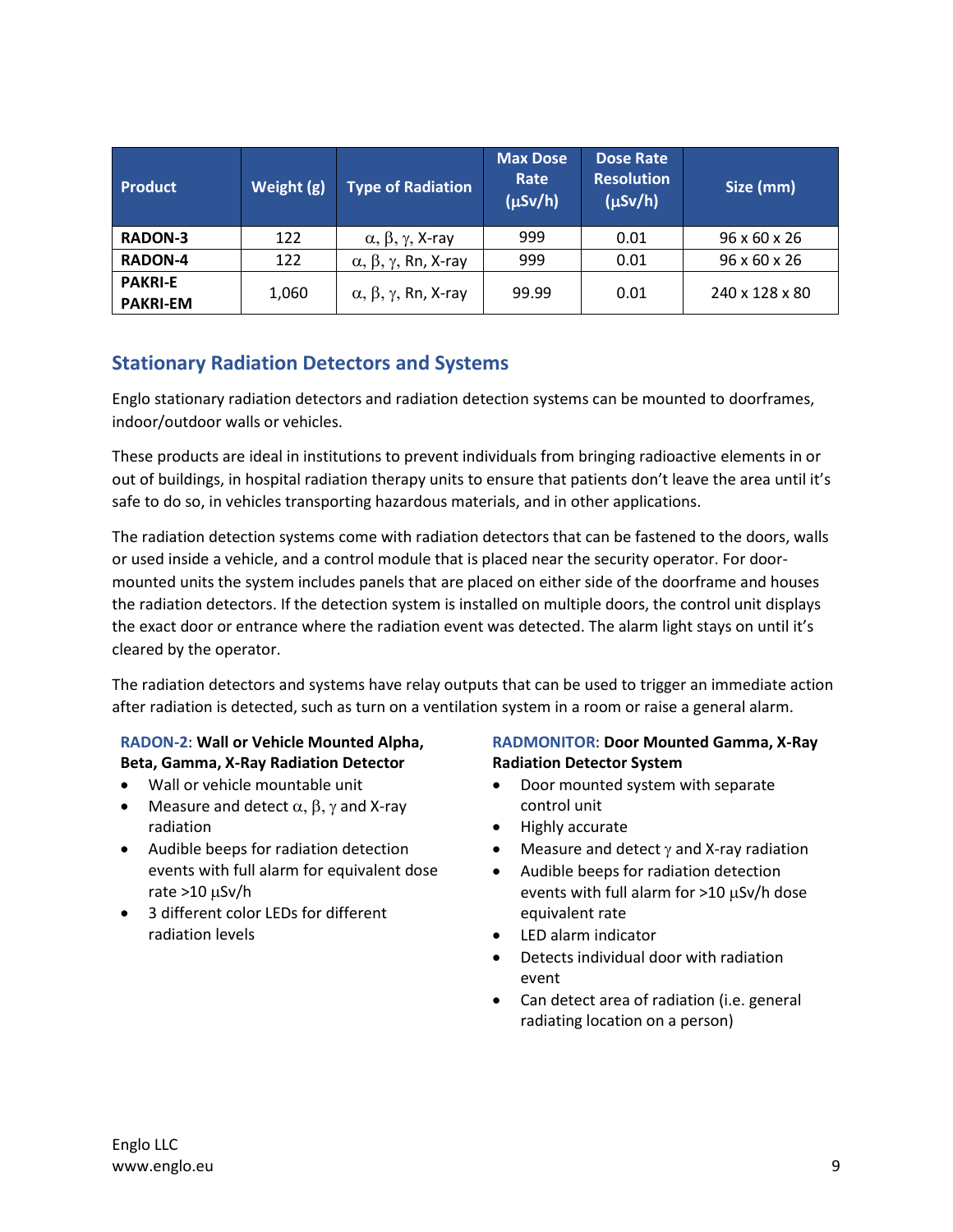| Product | Weight (g) | Type of Radiation | Max Dose Rate (μSv/h) | Dose Rate Resolution (μSv/h) | Size (mm) |
|---|---|---|---|---|---|
| **RADON-3** | 122 | α, β, γ, X-ray | 999 | 0.01 | 96 x 60 x 26 |
| **RADON-4** | 122 | α, β, γ, Rn, X-ray | 999 | 0.01 | 96 x 60 x 26 |
| **PAKRI-E PAKRI-EM** | 1,060 | α, β, γ, Rn, X-ray | 99.99 | 0.01 | 240 x 128 x 80 |

## Stationary Radiation Detectors and Systems

Englo stationary radiation detectors and radiation detection systems can be mounted to doorframes, indoor/outdoor walls or vehicles.

These products are ideal in institutions to prevent individuals from bringing radioactive elements in or out of buildings, in hospital radiation therapy units to ensure that patients don't leave the area until it's safe to do so, in vehicles transporting hazardous materials, and in other applications.

The radiation detection systems come with radiation detectors that can be fastened to the doors, walls or used inside a vehicle, and a control module that is placed near the security operator. For door-mounted units the system includes panels that are placed on either side of the doorframe and houses the radiation detectors. If the detection system is installed on multiple doors, the control unit displays the exact door or entrance where the radiation event was detected. The alarm light stays on until it's cleared by the operator.

The radiation detectors and systems have relay outputs that can be used to trigger an immediate action after radiation is detected, such as turn on a ventilation system in a room or raise a general alarm.

**RADON-2: Wall or Vehicle Mounted Alpha, Beta, Gamma, X-Ray Radiation Detector**

- Wall or vehicle mountable unit
- Measure and detect α, β, γ and X-ray radiation
- Audible beeps for radiation detection events with full alarm for equivalent dose rate >10 μSv/h
- 3 different color LEDs for different radiation levels

**RADMONITOR: Door Mounted Gamma, X-Ray Radiation Detector System**

- Door mounted system with separate control unit
- Highly accurate
- Measure and detect γ and X-ray radiation
- Audible beeps for radiation detection events with full alarm for >10 μSv/h dose equivalent rate
- LED alarm indicator
- Detects individual door with radiation event
- Can detect area of radiation (i.e. general radiating location on a person)

Englo LLC
www.englo.eu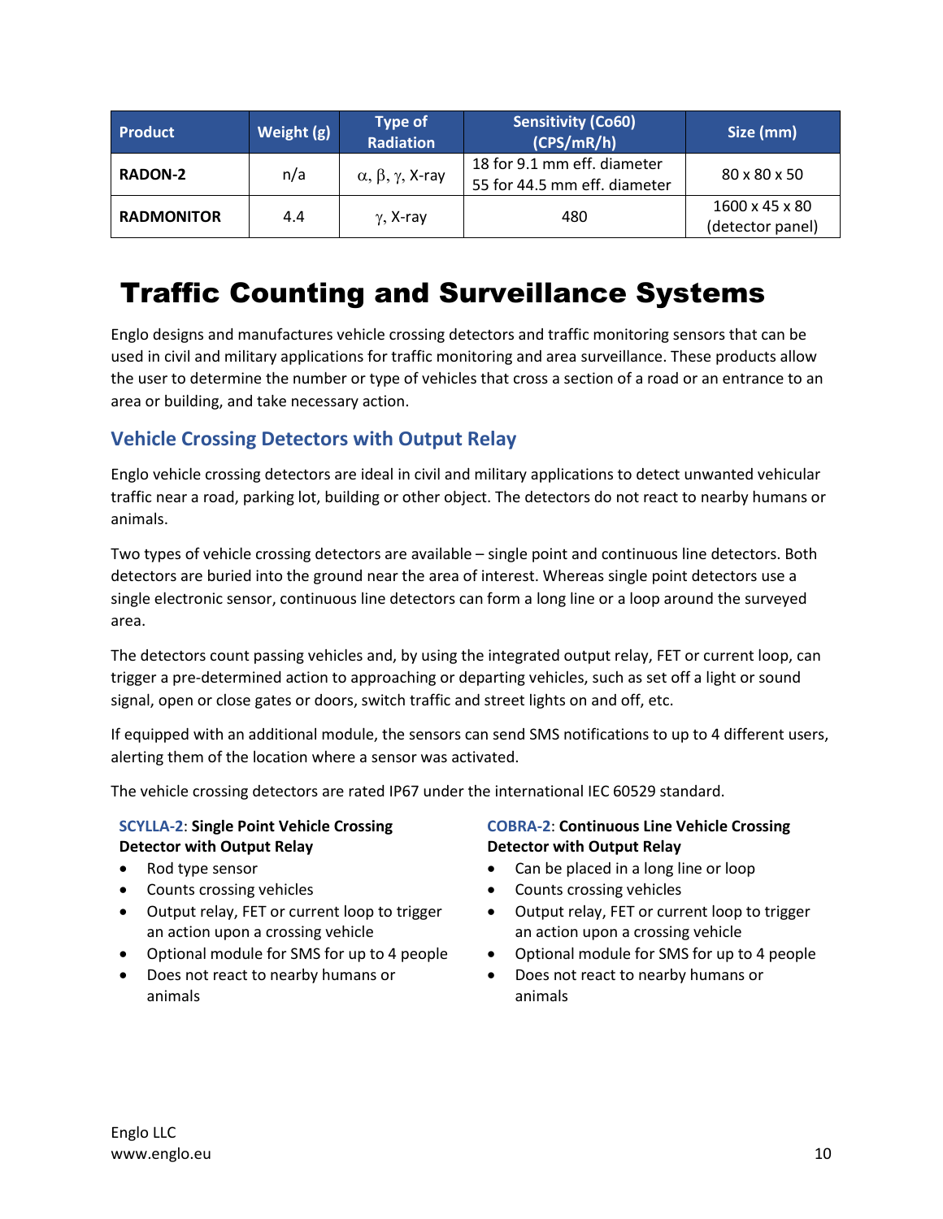| Product | Weight (g) | Type of Radiation | Sensitivity (Co60) (CPS/mR/h) | Size (mm) |
| --- | --- | --- | --- | --- |
| **RADON-2** | n/a | $\alpha$, $\beta$, $\gamma$, X-ray | 18 for 9.1 mm eff. diameter<br>55 for 44.5 mm eff. diameter | 80 x 80 x 50 |
| **RADMONITOR** | 4.4 | $\gamma$, X-ray | 480 | 1600 x 45 x 80 (detector panel) |

# Traffic Counting and Surveillance Systems

Englo designs and manufactures vehicle crossing detectors and traffic monitoring sensors that can be used in civil and military applications for traffic monitoring and area surveillance. These products allow the user to determine the number or type of vehicles that cross a section of a road or an entrance to an area or building, and take necessary action.

## Vehicle Crossing Detectors with Output Relay

Englo vehicle crossing detectors are ideal in civil and military applications to detect unwanted vehicular traffic near a road, parking lot, building or other object. The detectors do not react to nearby humans or animals.

Two types of vehicle crossing detectors are available – single point and continuous line detectors. Both detectors are buried into the ground near the area of interest. Whereas single point detectors use a single electronic sensor, continuous line detectors can form a long line or a loop around the surveyed area.

The detectors count passing vehicles and, by using the integrated output relay, FET or current loop, can trigger a pre-determined action to approaching or departing vehicles, such as set off a light or sound signal, open or close gates or doors, switch traffic and street lights on and off, etc.

If equipped with an additional module, the sensors can send SMS notifications to up to 4 different users, alerting them of the location where a sensor was activated.

The vehicle crossing detectors are rated IP67 under the international IEC 60529 standard.

**SCYLLA-2: Single Point Vehicle Crossing Detector with Output Relay**

- Rod type sensor
- Counts crossing vehicles
- Output relay, FET or current loop to trigger an action upon a crossing vehicle
- Optional module for SMS for up to 4 people
- Does not react to nearby humans or animals

**COBRA-2: Continuous Line Vehicle Crossing Detector with Output Relay**

- Can be placed in a long line or loop
- Counts crossing vehicles
- Output relay, FET or current loop to trigger an action upon a crossing vehicle
- Optional module for SMS for up to 4 people
- Does not react to nearby humans or animals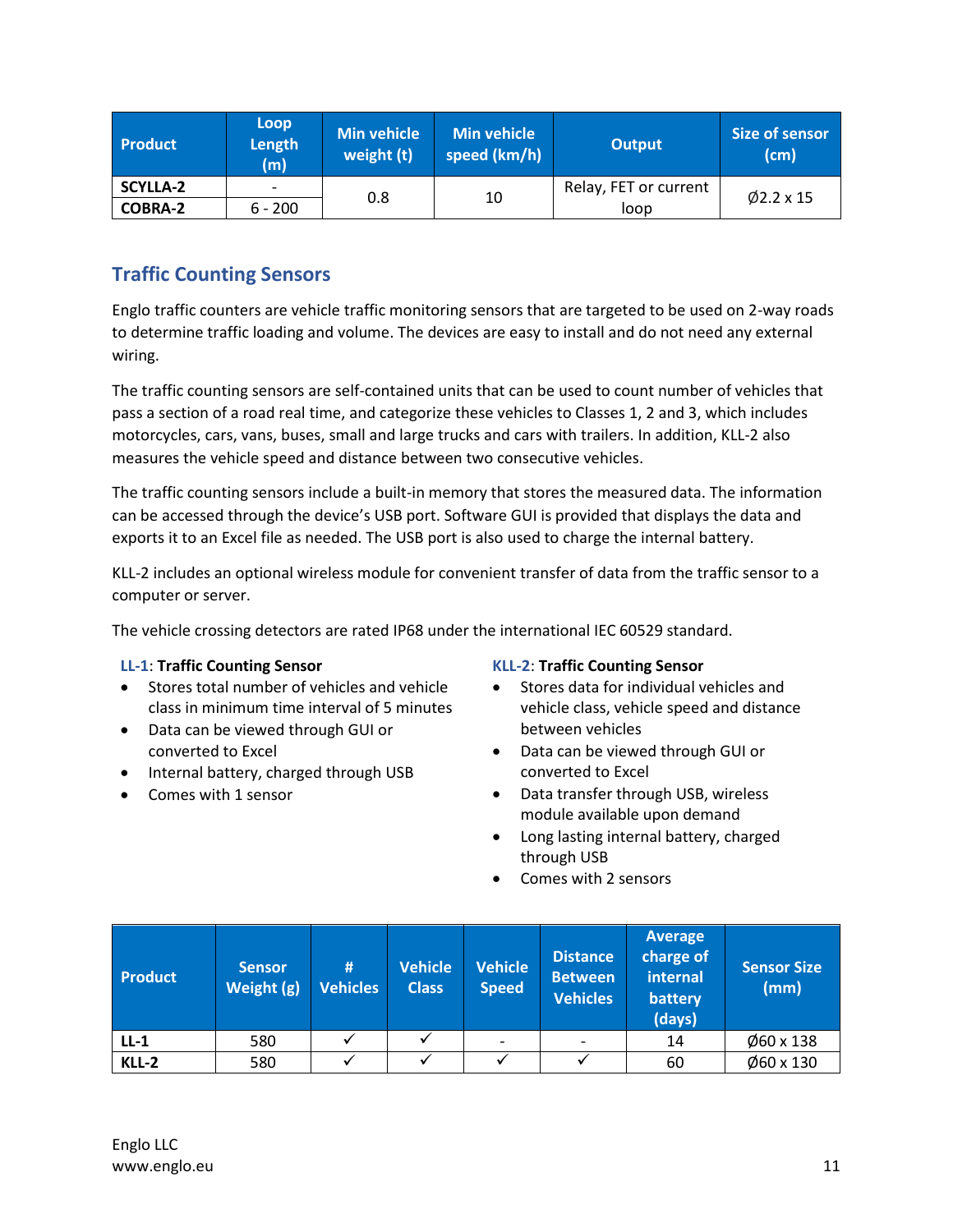| Product | Loop Length (m) | Min vehicle weight (t) | Min vehicle speed (km/h) | Output | Size of sensor (cm) |
| --- | --- | --- | --- | --- | --- |
| **SCYLLA-2** | - | 0.8 | 10 | Relay, FET or current loop | Ø2.2 x 15 |
| **COBRA-2** | 6 - 200 | | | | |

## Traffic Counting Sensors

Englo traffic counters are vehicle traffic monitoring sensors that are targeted to be used on 2-way roads to determine traffic loading and volume. The devices are easy to install and do not need any external wiring.

The traffic counting sensors are self-contained units that can be used to count number of vehicles that pass a section of a road real time, and categorize these vehicles to Classes 1, 2 and 3, which includes motorcycles, cars, vans, buses, small and large trucks and cars with trailers. In addition, KLL-2 also measures the vehicle speed and distance between two consecutive vehicles.

The traffic counting sensors include a built-in memory that stores the measured data. The information can be accessed through the device's USB port. Software GUI is provided that displays the data and exports it to an Excel file as needed. The USB port is also used to charge the internal battery.

KLL-2 includes an optional wireless module for convenient transfer of data from the traffic sensor to a computer or server.

The vehicle crossing detectors are rated IP68 under the international IEC 60529 standard.

**LL-1: Traffic Counting Sensor**

- Stores total number of vehicles and vehicle class in minimum time interval of 5 minutes
- Data can be viewed through GUI or converted to Excel
- Internal battery, charged through USB
- Comes with 1 sensor

**KLL-2: Traffic Counting Sensor**

- Stores data for individual vehicles and vehicle class, vehicle speed and distance between vehicles
- Data can be viewed through GUI or converted to Excel
- Data transfer through USB, wireless module available upon demand
- Long lasting internal battery, charged through USB
- Comes with 2 sensors

| Product | Sensor Weight (g) | # Vehicles | Vehicle Class | Vehicle Speed | Distance Between Vehicles | Average charge of internal battery (days) | Sensor Size (mm) |
| --- | --- | --- | --- | --- | --- | --- | --- |
| **LL-1** | 580 | ✓ | ✓ | - | - | 14 | Ø60 x 138 |
| **KLL-2** | 580 | ✓ | ✓ | ✓ | ✓ | 60 | Ø60 x 130 |

Englo LLC
www.englo.eu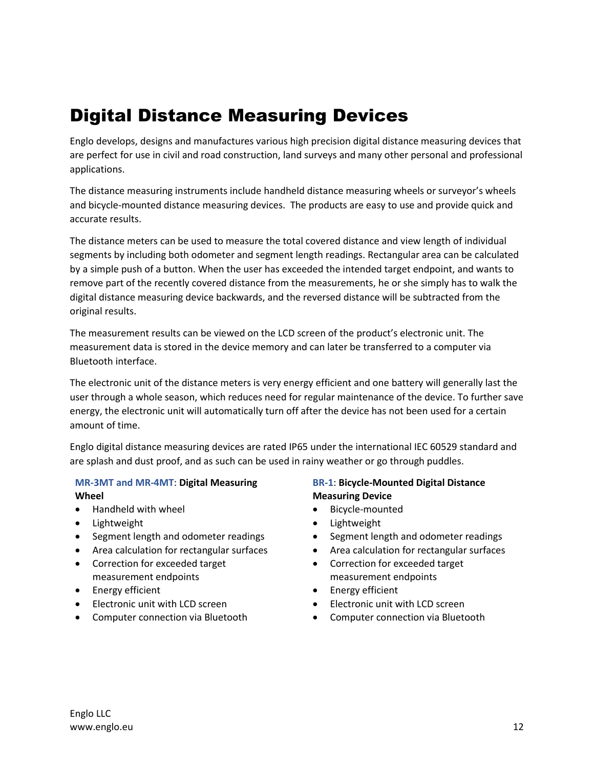# Digital Distance Measuring Devices

Englo develops, designs and manufactures various high precision digital distance measuring devices that are perfect for use in civil and road construction, land surveys and many other personal and professional applications.

The distance measuring instruments include handheld distance measuring wheels or surveyor's wheels and bicycle-mounted distance measuring devices. The products are easy to use and provide quick and accurate results.

The distance meters can be used to measure the total covered distance and view length of individual segments by including both odometer and segment length readings. Rectangular area can be calculated by a simple push of a button. When the user has exceeded the intended target endpoint, and wants to remove part of the recently covered distance from the measurements, he or she simply has to walk the digital distance measuring device backwards, and the reversed distance will be subtracted from the original results.

The measurement results can be viewed on the LCD screen of the product's electronic unit. The measurement data is stored in the device memory and can later be transferred to a computer via Bluetooth interface.

The electronic unit of the distance meters is very energy efficient and one battery will generally last the user through a whole season, which reduces need for regular maintenance of the device. To further save energy, the electronic unit will automatically turn off after the device has not been used for a certain amount of time.

Englo digital distance measuring devices are rated IP65 under the international IEC 60529 standard and are splash and dust proof, and as such can be used in rainy weather or go through puddles.

**MR-3MT and MR-4MT**: **Digital Measuring Wheel**

- Handheld with wheel
- Lightweight
- Segment length and odometer readings
- Area calculation for rectangular surfaces
- Correction for exceeded target measurement endpoints
- Energy efficient
- Electronic unit with LCD screen
- Computer connection via Bluetooth

**BR-1**: **Bicycle-Mounted Digital Distance Measuring Device**

- Bicycle-mounted
- Lightweight
- Segment length and odometer readings
- Area calculation for rectangular surfaces
- Correction for exceeded target measurement endpoints
- Energy efficient
- Electronic unit with LCD screen
- Computer connection via Bluetooth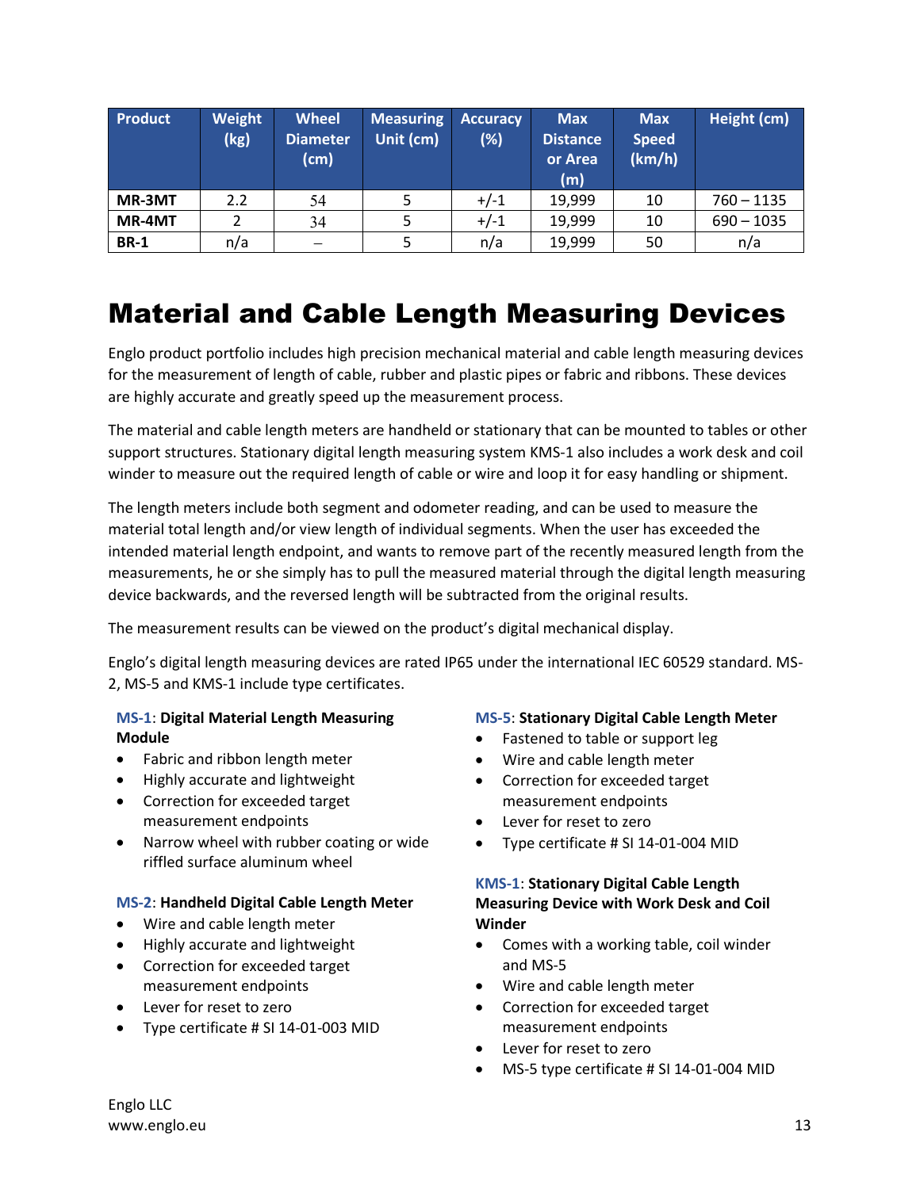| Product | Weight (kg) | Wheel Diameter (cm) | Measuring Unit (cm) | Accuracy (%) | Max Distance or Area (m) | Max Speed (km/h) | Height (cm) |
|---|---|---|---|---|---|---|---|
| **MR-3MT** | 2.2 | 54 | 5 | +/-1 | 19,999 | 10 | 760 – 1135 |
| **MR-4MT** | 2 | 34 | 5 | +/-1 | 19,999 | 10 | 690 – 1035 |
| **BR-1** | n/a | – | 5 | n/a | 19,999 | 50 | n/a |

# Material and Cable Length Measuring Devices

Englo product portfolio includes high precision mechanical material and cable length measuring devices for the measurement of length of cable, rubber and plastic pipes or fabric and ribbons. These devices are highly accurate and greatly speed up the measurement process.

The material and cable length meters are handheld or stationary that can be mounted to tables or other support structures. Stationary digital length measuring system KMS-1 also includes a work desk and coil winder to measure out the required length of cable or wire and loop it for easy handling or shipment.

The length meters include both segment and odometer reading, and can be used to measure the material total length and/or view length of individual segments. When the user has exceeded the intended material length endpoint, and wants to remove part of the recently measured length from the measurements, he or she simply has to pull the measured material through the digital length measuring device backwards, and the reversed length will be subtracted from the original results.

The measurement results can be viewed on the product's digital mechanical display.

Englo's digital length measuring devices are rated IP65 under the international IEC 60529 standard. MS-2, MS-5 and KMS-1 include type certificates.

**MS-1: Digital Material Length Measuring Module**

- Fabric and ribbon length meter
- Highly accurate and lightweight
- Correction for exceeded target measurement endpoints
- Narrow wheel with rubber coating or wide riffled surface aluminum wheel

**MS-2: Handheld Digital Cable Length Meter**

- Wire and cable length meter
- Highly accurate and lightweight
- Correction for exceeded target measurement endpoints
- Lever for reset to zero
- Type certificate # SI 14-01-003 MID

**MS-5: Stationary Digital Cable Length Meter**

- Fastened to table or support leg
- Wire and cable length meter
- Correction for exceeded target measurement endpoints
- Lever for reset to zero
- Type certificate # SI 14-01-004 MID

**KMS-1: Stationary Digital Cable Length Measuring Device with Work Desk and Coil Winder**

- Comes with a working table, coil winder and MS-5
- Wire and cable length meter
- Correction for exceeded target measurement endpoints
- Lever for reset to zero
- MS-5 type certificate # SI 14-01-004 MID

Englo LLC
www.englo.eu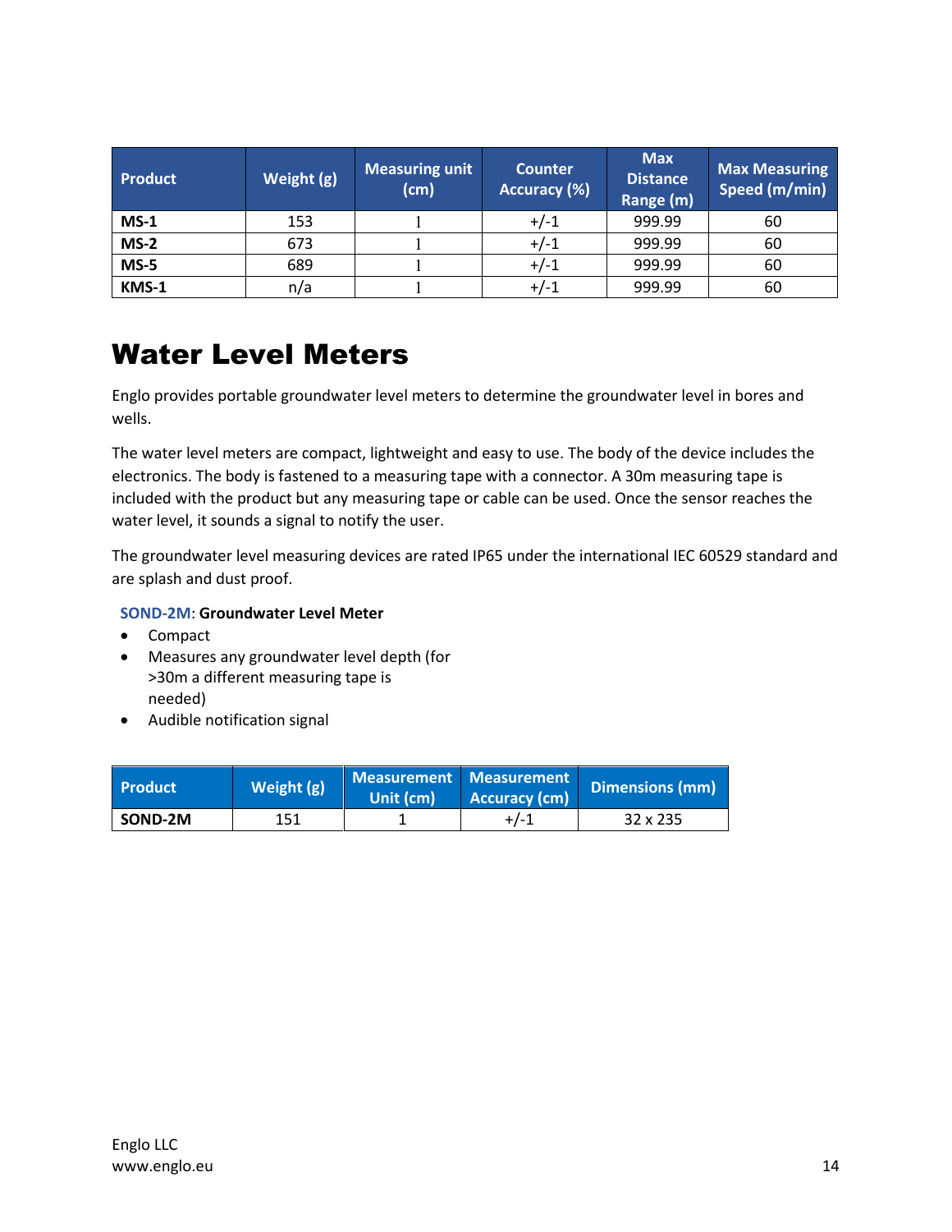| Product | Weight (g) | Measuring unit (cm) | Counter Accuracy (%) | Max Distance Range (m) | Max Measuring Speed (m/min) |
|---|---|---|---|---|---|
| **MS-1** | 153 | 1 | +/-1 | 999.99 | 60 |
| **MS-2** | 673 | 1 | +/-1 | 999.99 | 60 |
| **MS-5** | 689 | 1 | +/-1 | 999.99 | 60 |
| **KMS-1** | n/a | 1 | +/-1 | 999.99 | 60 |

# Water Level Meters

Englo provides portable groundwater level meters to determine the groundwater level in bores and wells.

The water level meters are compact, lightweight and easy to use. The body of the device includes the electronics. The body is fastened to a measuring tape with a connector. A 30m measuring tape is included with the product but any measuring tape or cable can be used. Once the sensor reaches the water level, it sounds a signal to notify the user.

The groundwater level measuring devices are rated IP65 under the international IEC 60529 standard and are splash and dust proof.

**SOND-2M: Groundwater Level Meter**

- Compact
- Measures any groundwater level depth (for >30m a different measuring tape is needed)
- Audible notification signal

| Product | Weight (g) | Measurement Unit (cm) | Measurement Accuracy (cm) | Dimensions (mm) |
|---|---|---|---|---|
| **SOND-2M** | 151 | 1 | +/-1 | 32 x 235 |

Englo LLC
www.englo.eu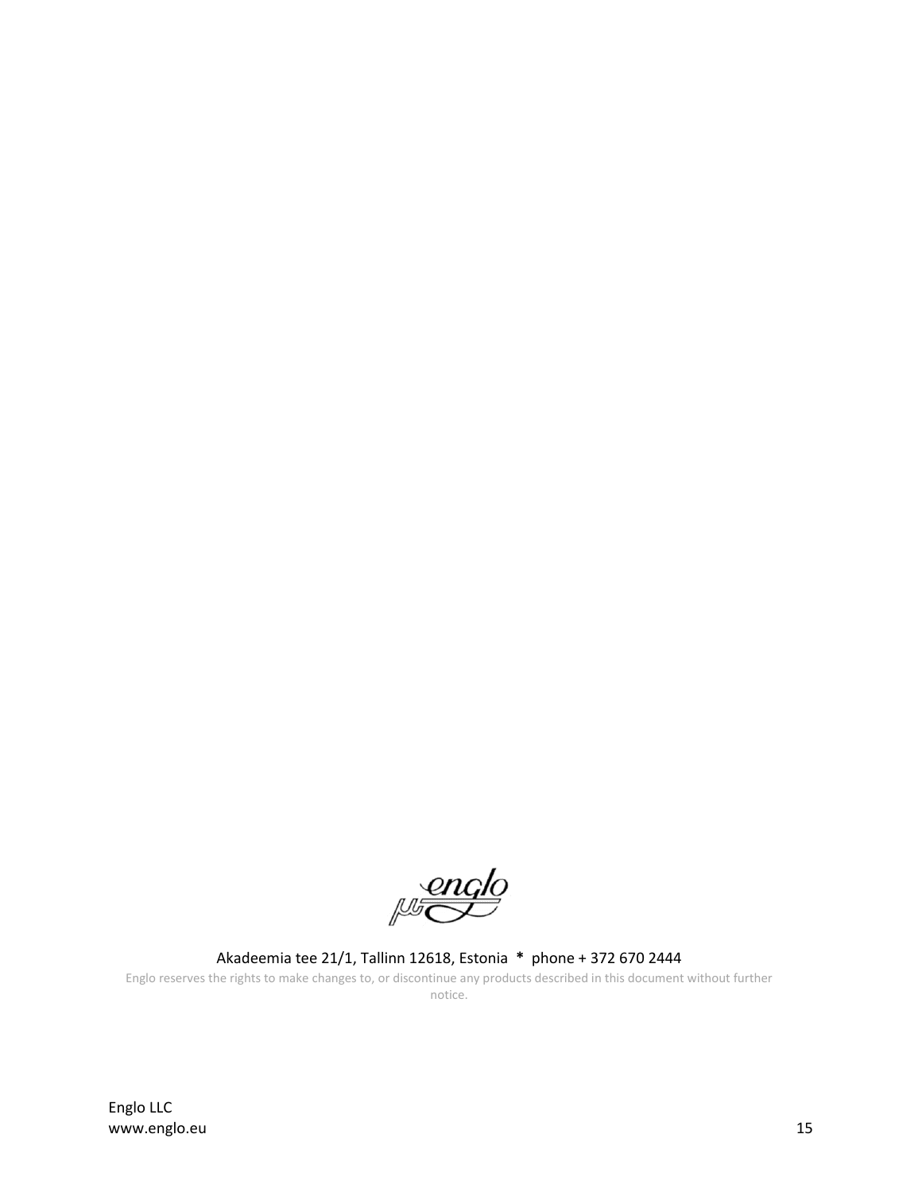Akadeemia tee 21/1, Tallinn 12618, Estonia * phone + 372 670 2444

Englo reserves the rights to make changes to, or discontinue any products described in this document without further notice.